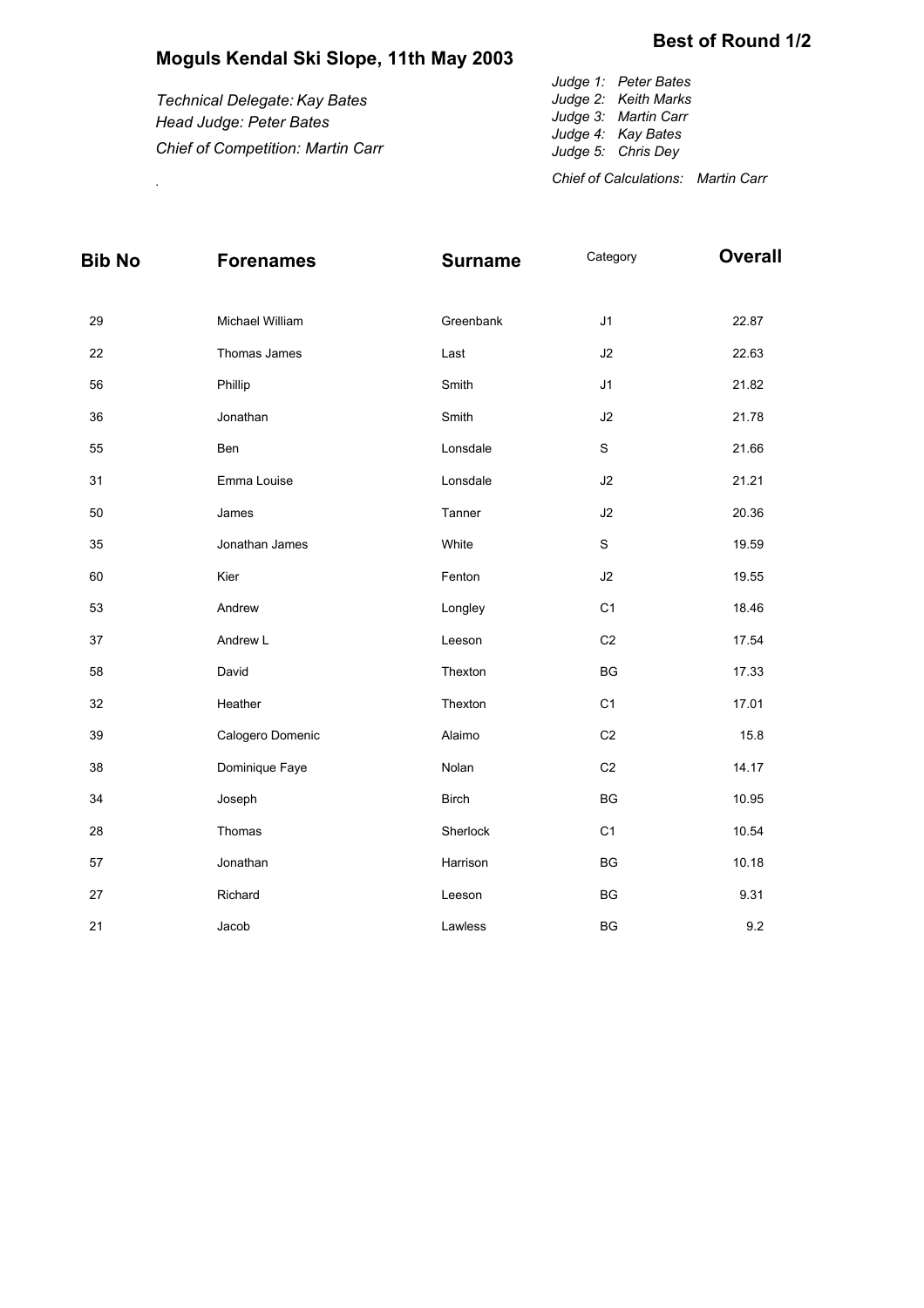## Best of Round 1/2

# Moguls Kendal Ski Slope, 11th May 2003

*Technical Delegate: Kay Bates*
*Head Judge: Peter Bates*
*Chief of Competition: Martin Carr*

.

*Judge 1: Peter Bates*
*Judge 2: Keith Marks*
*Judge 3: Martin Carr*
*Judge 4: Kay Bates*
*Judge 5: Chris Dey*

*Chief of Calculations: Martin Carr*

| Bib No | Forenames | Surname | Category | Overall |
|---|---|---|---|---|
| 29 | Michael William | Greenbank | J1 | 22.87 |
| 22 | Thomas James | Last | J2 | 22.63 |
| 56 | Phillip | Smith | J1 | 21.82 |
| 36 | Jonathan | Smith | J2 | 21.78 |
| 55 | Ben | Lonsdale | S | 21.66 |
| 31 | Emma Louise | Lonsdale | J2 | 21.21 |
| 50 | James | Tanner | J2 | 20.36 |
| 35 | Jonathan James | White | S | 19.59 |
| 60 | Kier | Fenton | J2 | 19.55 |
| 53 | Andrew | Longley | C1 | 18.46 |
| 37 | Andrew L | Leeson | C2 | 17.54 |
| 58 | David | Thexton | BG | 17.33 |
| 32 | Heather | Thexton | C1 | 17.01 |
| 39 | Calogero Domenic | Alaimo | C2 | 15.8 |
| 38 | Dominique Faye | Nolan | C2 | 14.17 |
| 34 | Joseph | Birch | BG | 10.95 |
| 28 | Thomas | Sherlock | C1 | 10.54 |
| 57 | Jonathan | Harrison | BG | 10.18 |
| 27 | Richard | Leeson | BG | 9.31 |
| 21 | Jacob | Lawless | BG | 9.2 |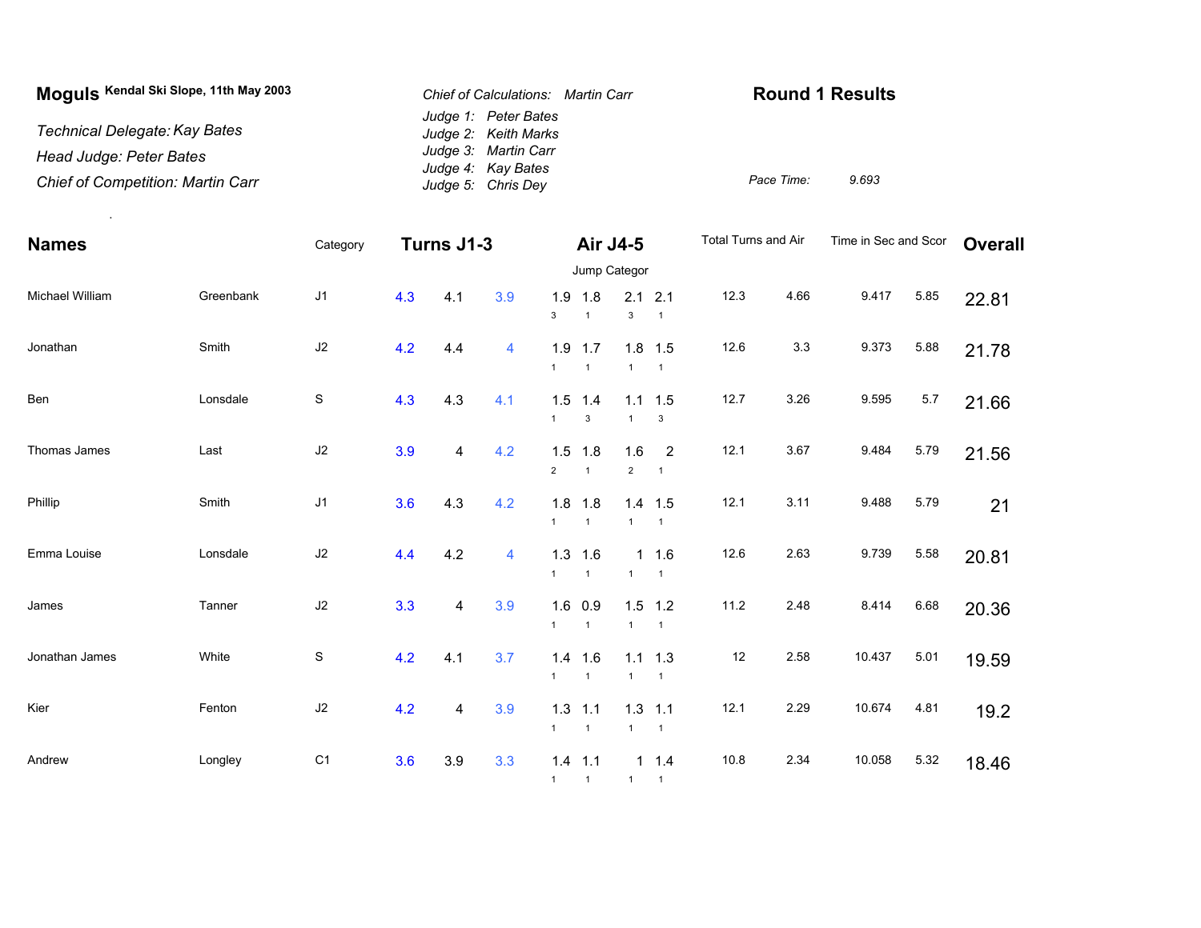**Moguls** Kendal Ski Slope, 11th May 2003

*Technical Delegate: Kay Bates*

*Head Judge: Peter Bates*

*Chief of Competition: Martin Carr*

*Chief of Calculations: Martin Carr*

*Judge 1: Peter Bates*
*Judge 2: Keith Marks*
*Judge 3: Martin Carr*
*Judge 4: Kay Bates*
*Judge 5: Chris Dey*

## Round 1 Results

*Pace Time:* 9.693

| Names | | Category | Turns J1-3 | | | Air J4-5 | | | | Total Turns and Air | | Time in Sec and Scor | | Overall |
|---|---|---|---|---|---|---|---|---|---|---|---|---|---|---|
| | | | | | | Jump Categor | | | | | | | | |
| Michael William | Greenbank | J1 | 4.3 | 4.1 | 3.9 | 1.9 (3) | 1.8 (1) | 2.1 (3) | 2.1 (1) | 12.3 | 4.66 | 9.417 | 5.85 | 22.81 |
| Jonathan | Smith | J2 | 4.2 | 4.4 | 4 | 1.9 (1) | 1.7 (1) | 1.8 (1) | 1.5 (1) | 12.6 | 3.3 | 9.373 | 5.88 | 21.78 |
| Ben | Lonsdale | S | 4.3 | 4.3 | 4.1 | 1.5 (1) | 1.4 (3) | 1.1 (1) | 1.5 (3) | 12.7 | 3.26 | 9.595 | 5.7 | 21.66 |
| Thomas James | Last | J2 | 3.9 | 4 | 4.2 | 1.5 (2) | 1.8 (1) | 1.6 (2) | 2 (1) | 12.1 | 3.67 | 9.484 | 5.79 | 21.56 |
| Phillip | Smith | J1 | 3.6 | 4.3 | 4.2 | 1.8 (1) | 1.8 (1) | 1.4 (1) | 1.5 (1) | 12.1 | 3.11 | 9.488 | 5.79 | 21 |
| Emma Louise | Lonsdale | J2 | 4.4 | 4.2 | 4 | 1.3 (1) | 1.6 (1) | 1 (1) | 1.6 (1) | 12.6 | 2.63 | 9.739 | 5.58 | 20.81 |
| James | Tanner | J2 | 3.3 | 4 | 3.9 | 1.6 (1) | 0.9 (1) | 1.5 (1) | 1.2 (1) | 11.2 | 2.48 | 8.414 | 6.68 | 20.36 |
| Jonathan James | White | S | 4.2 | 4.1 | 3.7 | 1.4 (1) | 1.6 (1) | 1.1 (1) | 1.3 (1) | 12 | 2.58 | 10.437 | 5.01 | 19.59 |
| Kier | Fenton | J2 | 4.2 | 4 | 3.9 | 1.3 (1) | 1.1 (1) | 1.3 (1) | 1.1 (1) | 12.1 | 2.29 | 10.674 | 4.81 | 19.2 |
| Andrew | Longley | C1 | 3.6 | 3.9 | 3.3 | 1.4 (1) | 1.1 (1) | 1 (1) | 1.4 (1) | 10.8 | 2.34 | 10.058 | 5.32 | 18.46 |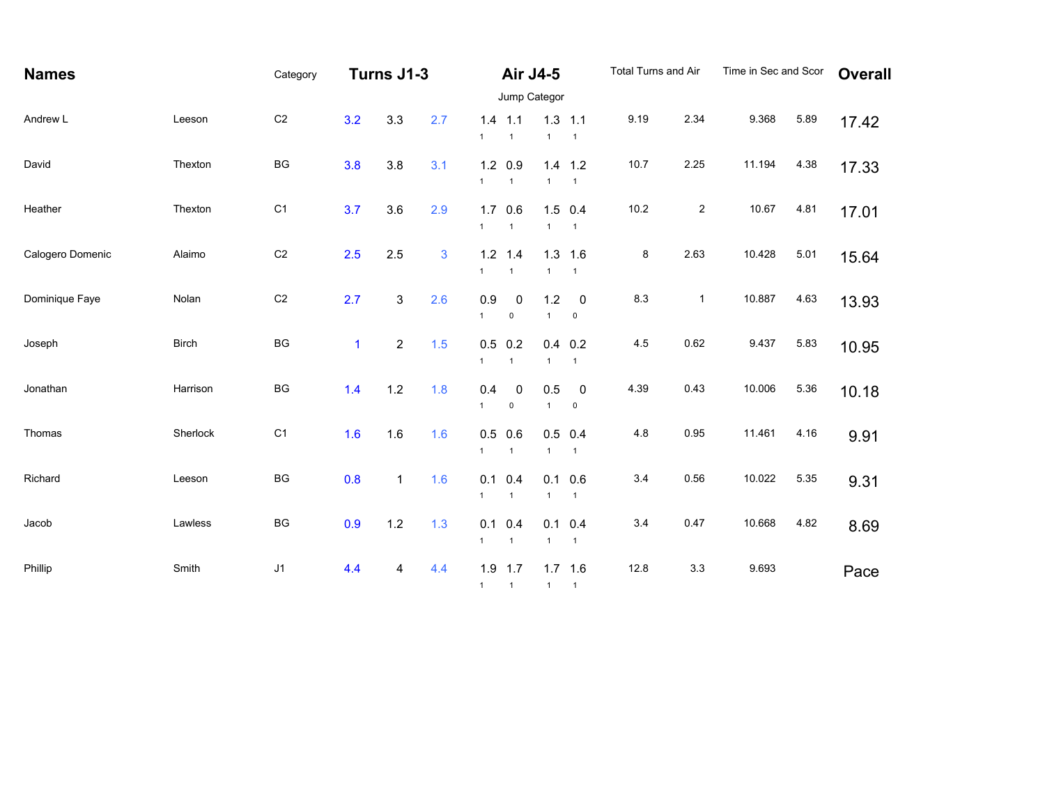| Names | | Category | Turns J1-3 | | | Air J4-5 | | | | Total Turns and Air | | Time in Sec and Scor | | Overall |
|---|---|---|---|---|---|---|---|---|---|---|---|---|---|---|
| | | | | | | Jump Categor | | | | | | | | |
| Andrew L | Leeson | C2 | 3.2 | 3.3 | 2.7 | 1.4 1 | 1.1 1 | 1.3 1 | 1.1 1 | 9.19 | 2.34 | 9.368 | 5.89 | 17.42 |
| David | Thexton | BG | 3.8 | 3.8 | 3.1 | 1.2 1 | 0.9 1 | 1.4 1 | 1.2 1 | 10.7 | 2.25 | 11.194 | 4.38 | 17.33 |
| Heather | Thexton | C1 | 3.7 | 3.6 | 2.9 | 1.7 1 | 0.6 1 | 1.5 1 | 0.4 1 | 10.2 | 2 | 10.67 | 4.81 | 17.01 |
| Calogero Domenic | Alaimo | C2 | 2.5 | 2.5 | 3 | 1.2 1 | 1.4 1 | 1.3 1 | 1.6 1 | 8 | 2.63 | 10.428 | 5.01 | 15.64 |
| Dominique Faye | Nolan | C2 | 2.7 | 3 | 2.6 | 0.9 1 | 0 0 | 1.2 1 | 0 0 | 8.3 | 1 | 10.887 | 4.63 | 13.93 |
| Joseph | Birch | BG | 1 | 2 | 1.5 | 0.5 1 | 0.2 1 | 0.4 1 | 0.2 1 | 4.5 | 0.62 | 9.437 | 5.83 | 10.95 |
| Jonathan | Harrison | BG | 1.4 | 1.2 | 1.8 | 0.4 1 | 0 0 | 0.5 1 | 0 0 | 4.39 | 0.43 | 10.006 | 5.36 | 10.18 |
| Thomas | Sherlock | C1 | 1.6 | 1.6 | 1.6 | 0.5 1 | 0.6 1 | 0.5 1 | 0.4 1 | 4.8 | 0.95 | 11.461 | 4.16 | 9.91 |
| Richard | Leeson | BG | 0.8 | 1 | 1.6 | 0.1 1 | 0.4 1 | 0.1 1 | 0.6 1 | 3.4 | 0.56 | 10.022 | 5.35 | 9.31 |
| Jacob | Lawless | BG | 0.9 | 1.2 | 1.3 | 0.1 1 | 0.4 1 | 0.1 1 | 0.4 1 | 3.4 | 0.47 | 10.668 | 4.82 | 8.69 |
| Phillip | Smith | J1 | 4.4 | 4 | 4.4 | 1.9 1 | 1.7 1 | 1.7 1 | 1.6 1 | 12.8 | 3.3 | 9.693 | | Pace |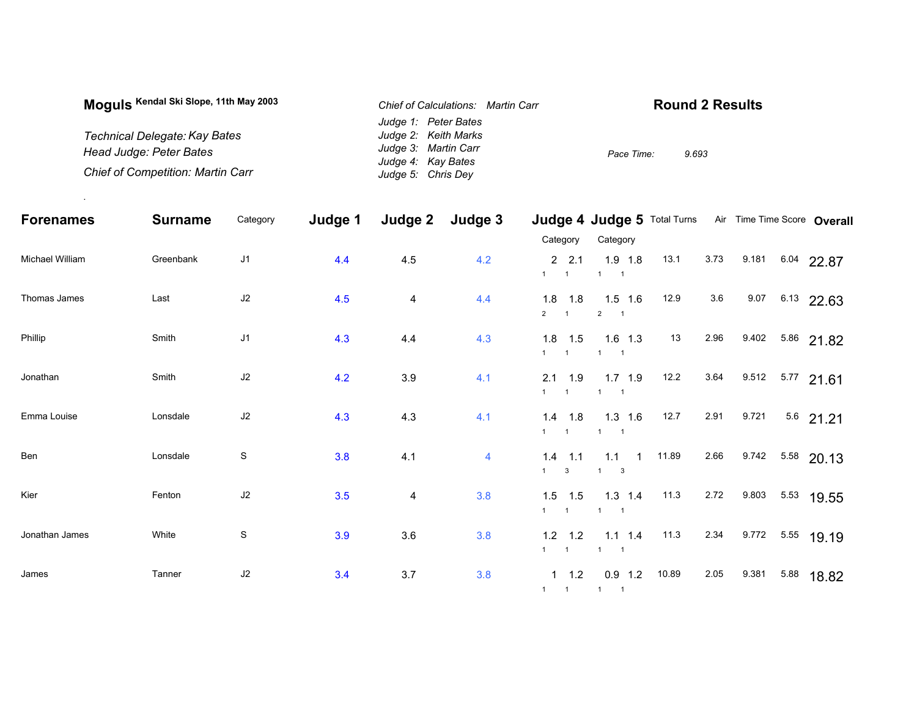**Moguls** Kendal Ski Slope, 11th May 2003

*Technical Delegate: Kay Bates*
*Head Judge: Peter Bates*
*Chief of Competition: Martin Carr*

*Chief of Calculations: Martin Carr*
*Judge 1: Peter Bates*
*Judge 2: Keith Marks*
*Judge 3: Martin Carr*
*Judge 4: Kay Bates*
*Judge 5: Chris Dey*

## Round 2 Results

*Pace Time:* *9.693*

| Forenames | Surname | Category | Judge 1 | Judge 2 | Judge 3 | Judge 4 | | Judge 5 | | Total Turns | Air | Time | Time Score | Overall |
|---|---|---|---|---|---|---|---|---|---|---|---|---|---|---|
| | | | | | | Category | | Category | | | | | | |
| Michael William | Greenbank | J1 | 4.4 | 4.5 | 4.2 | 2 (1) | 2.1 (1) | 1.9 (1) | 1.8 (1) | 13.1 | 3.73 | 9.181 | 6.04 | 22.87 |
| Thomas James | Last | J2 | 4.5 | 4 | 4.4 | 1.8 (2) | 1.8 (1) | 1.5 (2) | 1.6 (1) | 12.9 | 3.6 | 9.07 | 6.13 | 22.63 |
| Phillip | Smith | J1 | 4.3 | 4.4 | 4.3 | 1.8 (1) | 1.5 (1) | 1.6 (1) | 1.3 (1) | 13 | 2.96 | 9.402 | 5.86 | 21.82 |
| Jonathan | Smith | J2 | 4.2 | 3.9 | 4.1 | 2.1 (1) | 1.9 (1) | 1.7 (1) | 1.9 (1) | 12.2 | 3.64 | 9.512 | 5.77 | 21.61 |
| Emma Louise | Lonsdale | J2 | 4.3 | 4.3 | 4.1 | 1.4 (1) | 1.8 (1) | 1.3 (1) | 1.6 (1) | 12.7 | 2.91 | 9.721 | 5.6 | 21.21 |
| Ben | Lonsdale | S | 3.8 | 4.1 | 4 | 1.4 (1) | 1.1 (3) | 1.1 (1) | 1 (3) | 11.89 | 2.66 | 9.742 | 5.58 | 20.13 |
| Kier | Fenton | J2 | 3.5 | 4 | 3.8 | 1.5 (1) | 1.5 (1) | 1.3 (1) | 1.4 (1) | 11.3 | 2.72 | 9.803 | 5.53 | 19.55 |
| Jonathan James | White | S | 3.9 | 3.6 | 3.8 | 1.2 (1) | 1.2 (1) | 1.1 (1) | 1.4 (1) | 11.3 | 2.34 | 9.772 | 5.55 | 19.19 |
| James | Tanner | J2 | 3.4 | 3.7 | 3.8 | 1 (1) | 1.2 (1) | 0.9 (1) | 1.2 (1) | 10.89 | 2.05 | 9.381 | 5.88 | 18.82 |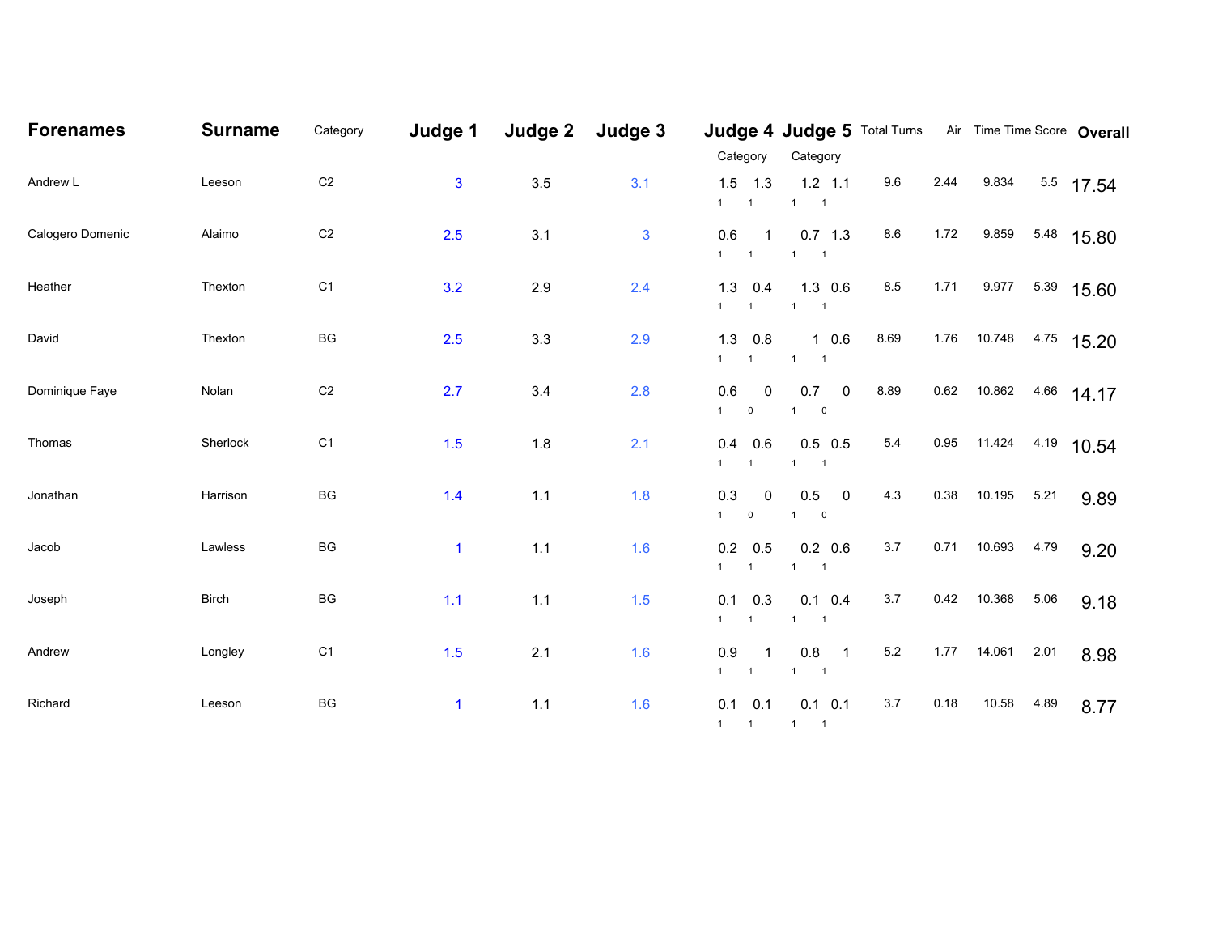| Forenames | Surname | Category | Judge 1 | Judge 2 | Judge 3 | Judge 4 | | | | Judge 5 | | | | Total Turns | Air | Time | Time Score | Overall |
|---|---|---|---|---|---|---|---|---|---|---|---|---|---|---|---|---|---|---|
| | | | | | | | | Category | | | | Category | | | | | | |
| Andrew L | Leeson | C2 | 3 | 3.5 | 3.1 | 1.5 | 1.3 | 1 | 1 | 1.2 | 1.1 | 1 | 1 | 9.6 | 2.44 | 9.834 | 5.5 | 17.54 |
| Calogero Domenic | Alaimo | C2 | 2.5 | 3.1 | 3 | 0.6 | 1 | 1 | 1 | 0.7 | 1.3 | 1 | 1 | 8.6 | 1.72 | 9.859 | 5.48 | 15.80 |
| Heather | Thexton | C1 | 3.2 | 2.9 | 2.4 | 1.3 | 0.4 | 1 | 1 | 1.3 | 0.6 | 1 | 1 | 8.5 | 1.71 | 9.977 | 5.39 | 15.60 |
| David | Thexton | BG | 2.5 | 3.3 | 2.9 | 1.3 | 0.8 | 1 | 1 | 1 | 0.6 | 1 | 1 | 8.69 | 1.76 | 10.748 | 4.75 | 15.20 |
| Dominique Faye | Nolan | C2 | 2.7 | 3.4 | 2.8 | 0.6 | 0 | 1 | 0 | 0.7 | 0 | 1 | 0 | 8.89 | 0.62 | 10.862 | 4.66 | 14.17 |
| Thomas | Sherlock | C1 | 1.5 | 1.8 | 2.1 | 0.4 | 0.6 | 1 | 1 | 0.5 | 0.5 | 1 | 1 | 5.4 | 0.95 | 11.424 | 4.19 | 10.54 |
| Jonathan | Harrison | BG | 1.4 | 1.1 | 1.8 | 0.3 | 0 | 1 | 0 | 0.5 | 0 | 1 | 0 | 4.3 | 0.38 | 10.195 | 5.21 | 9.89 |
| Jacob | Lawless | BG | 1 | 1.1 | 1.6 | 0.2 | 0.5 | 1 | 1 | 0.2 | 0.6 | 1 | 1 | 3.7 | 0.71 | 10.693 | 4.79 | 9.20 |
| Joseph | Birch | BG | 1.1 | 1.1 | 1.5 | 0.1 | 0.3 | 1 | 1 | 0.1 | 0.4 | 1 | 1 | 3.7 | 0.42 | 10.368 | 5.06 | 9.18 |
| Andrew | Longley | C1 | 1.5 | 2.1 | 1.6 | 0.9 | 1 | 1 | 1 | 0.8 | 1 | 1 | 1 | 5.2 | 1.77 | 14.061 | 2.01 | 8.98 |
| Richard | Leeson | BG | 1 | 1.1 | 1.6 | 0.1 | 0.1 | 1 | 1 | 0.1 | 0.1 | 1 | 1 | 3.7 | 0.18 | 10.58 | 4.89 | 8.77 |